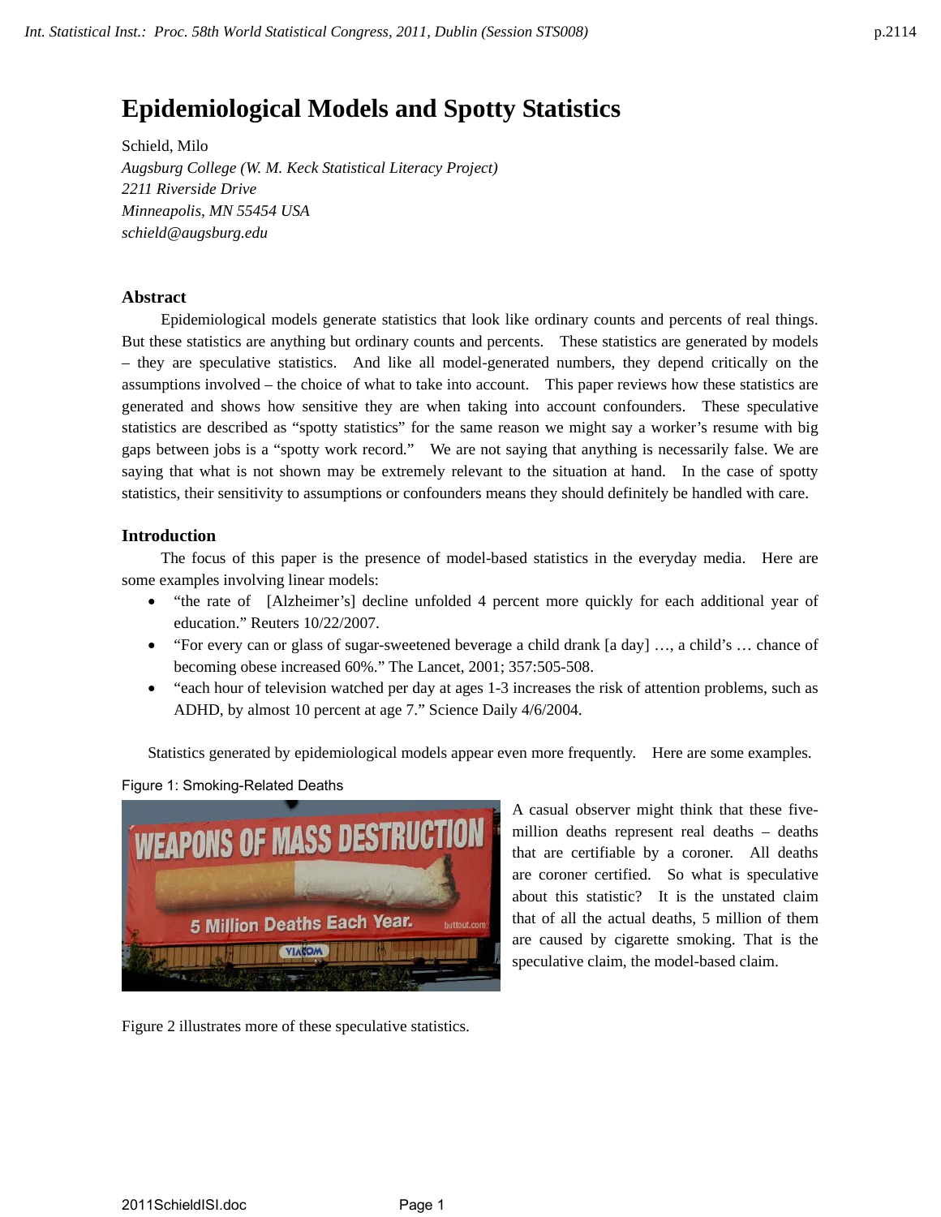# Epidemiological Models and Spotty Statistics

Schield, Milo  
*Augsburg College (W. M. Keck Statistical Literacy Project)*  
*2211 Riverside Drive*  
*Minneapolis, MN 55454 USA*  
*schield@augsburg.edu*

## Abstract

Epidemiological models generate statistics that look like ordinary counts and percents of real things. But these statistics are anything but ordinary counts and percents. These statistics are generated by models – they are speculative statistics. And like all model-generated numbers, they depend critically on the assumptions involved – the choice of what to take into account. This paper reviews how these statistics are generated and shows how sensitive they are when taking into account confounders. These speculative statistics are described as "spotty statistics" for the same reason we might say a worker's resume with big gaps between jobs is a "spotty work record." We are not saying that anything is necessarily false. We are saying that what is not shown may be extremely relevant to the situation at hand. In the case of spotty statistics, their sensitivity to assumptions or confounders means they should definitely be handled with care.

## Introduction

The focus of this paper is the presence of model-based statistics in the everyday media. Here are some examples involving linear models:

- "the rate of [Alzheimer's] decline unfolded 4 percent more quickly for each additional year of education." Reuters 10/22/2007.
- "For every can or glass of sugar-sweetened beverage a child drank [a day] …, a child's … chance of becoming obese increased 60%." The Lancet, 2001; 357:505-508.
- "each hour of television watched per day at ages 1-3 increases the risk of attention problems, such as ADHD, by almost 10 percent at age 7." Science Daily 4/6/2004.

Statistics generated by epidemiological models appear even more frequently. Here are some examples.

Figure 1: Smoking-Related Deaths

A casual observer might think that these five-million deaths represent real deaths – deaths that are certifiable by a coroner. All deaths are coroner certified. So what is speculative about this statistic? It is the unstated claim that of all the actual deaths, 5 million of them are caused by cigarette smoking. That is the speculative claim, the model-based claim.

Figure 2 illustrates more of these speculative statistics.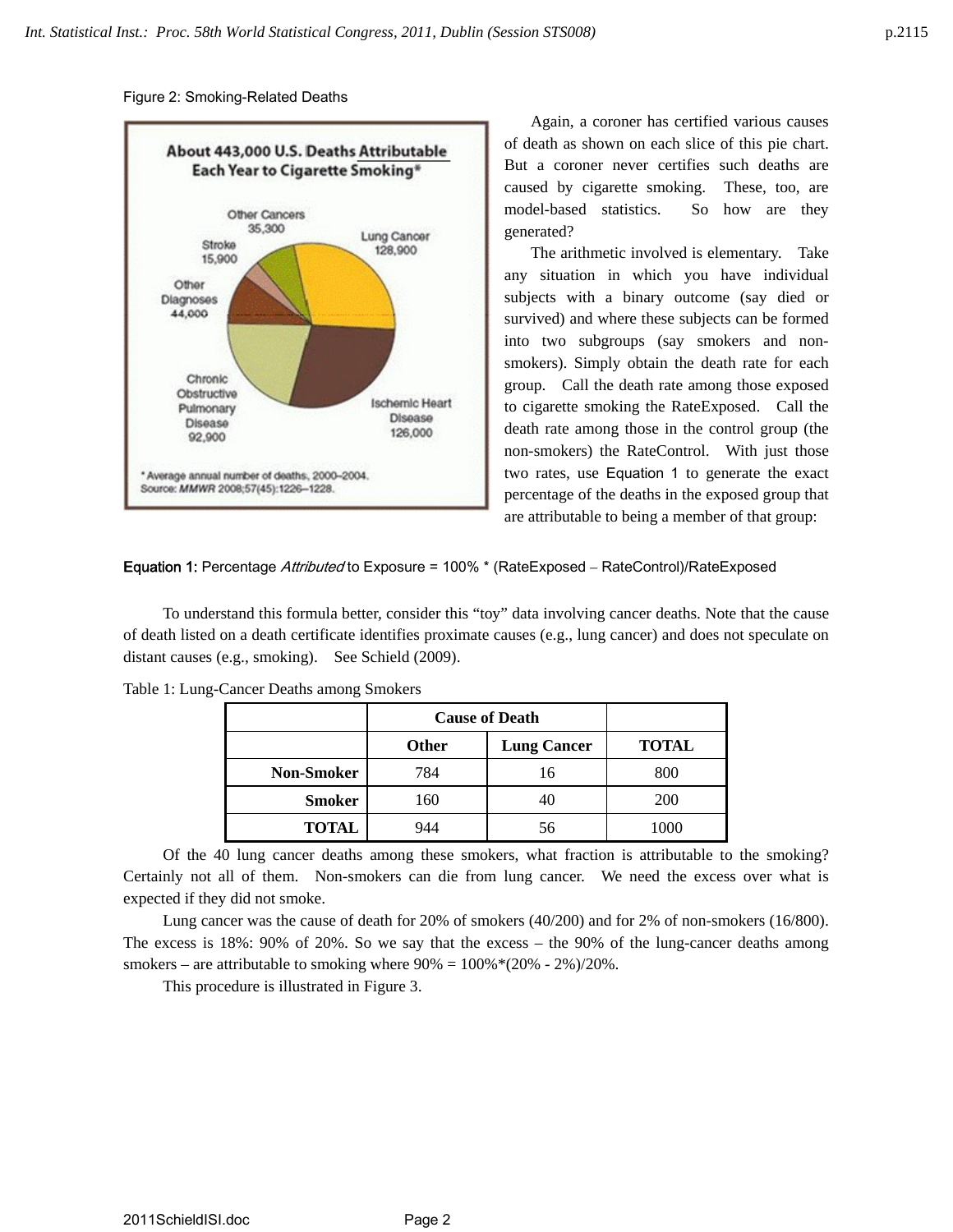Figure 2: Smoking-Related Deaths

Again, a coroner has certified various causes of death as shown on each slice of this pie chart. But a coroner never certifies such deaths are caused by cigarette smoking. These, too, are model-based statistics. So how are they generated?

The arithmetic involved is elementary. Take any situation in which you have individual subjects with a binary outcome (say died or survived) and where these subjects can be formed into two subgroups (say smokers and non-smokers). Simply obtain the death rate for each group. Call the death rate among those exposed to cigarette smoking the RateExposed. Call the death rate among those in the control group (the non-smokers) the RateControl. With just those two rates, use Equation 1 to generate the exact percentage of the deaths in the exposed group that are attributable to being a member of that group:

**Equation 1:** Percentage *Attributed* to Exposure = 100% * (RateExposed – RateControl)/RateExposed

To understand this formula better, consider this "toy" data involving cancer deaths. Note that the cause of death listed on a death certificate identifies proximate causes (e.g., lung cancer) and does not speculate on distant causes (e.g., smoking). See Schield (2009).

Table 1: Lung-Cancer Deaths among Smokers

| | Cause of Death | | |
|---|---|---|---|
| | **Other** | **Lung Cancer** | **TOTAL** |
| **Non-Smoker** | 784 | 16 | 800 |
| **Smoker** | 160 | 40 | 200 |
| **TOTAL** | 944 | 56 | 1000 |

Of the 40 lung cancer deaths among these smokers, what fraction is attributable to the smoking? Certainly not all of them. Non-smokers can die from lung cancer. We need the excess over what is expected if they did not smoke.

Lung cancer was the cause of death for 20% of smokers (40/200) and for 2% of non-smokers (16/800). The excess is 18%: 90% of 20%. So we say that the excess – the 90% of the lung-cancer deaths among smokers – are attributable to smoking where 90% = 100%*(20% - 2%)/20%.

This procedure is illustrated in Figure 3.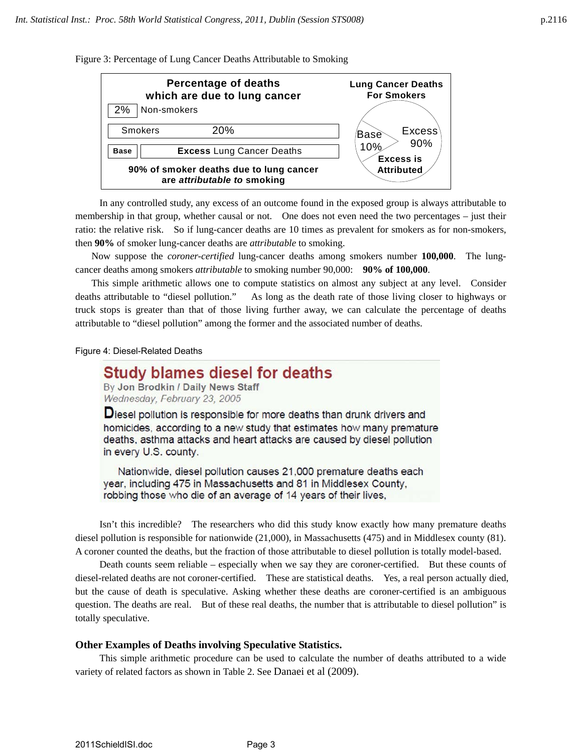Figure 3: Percentage of Lung Cancer Deaths Attributable to Smoking

**Percentage of deaths which are due to lung cancer**

| | |
|---|---|
| 2% | Non-smokers |
| Smokers | 20% |
| **Base** | **Excess** Lung Cancer Deaths |

**90% of smoker deaths due to lung cancer are *attributable to* smoking**

**Lung Cancer Deaths For Smokers**: Base 10%, Excess 90%. **Excess is Attributed**

In any controlled study, any excess of an outcome found in the exposed group is always attributable to membership in that group, whether causal or not. One does not even need the two percentages – just their ratio: the relative risk. So if lung-cancer deaths are 10 times as prevalent for smokers as for non-smokers, then **90%** of smoker lung-cancer deaths are *attributable* to smoking.

Now suppose the *coroner-certified* lung-cancer deaths among smokers number **100,000**. The lung-cancer deaths among smokers *attributable* to smoking number 90,000: **90% of 100,000**.

This simple arithmetic allows one to compute statistics on almost any subject at any level. Consider deaths attributable to "diesel pollution." As long as the death rate of those living closer to highways or truck stops is greater than that of those living further away, we can calculate the percentage of deaths attributable to "diesel pollution" among the former and the associated number of deaths.

Figure 4: Diesel-Related Deaths

**Study blames diesel for deaths**
By **Jon Brodkin / Daily News Staff**
*Wednesday, February 23, 2005*

Diesel pollution is responsible for more deaths than drunk drivers and homicides, according to a new study that estimates how many premature deaths, asthma attacks and heart attacks are caused by diesel pollution in every U.S. county.

Nationwide, diesel pollution causes 21,000 premature deaths each year, including 475 in Massachusetts and 81 in Middlesex County, robbing those who die of an average of 14 years of their lives,

Isn't this incredible? The researchers who did this study know exactly how many premature deaths diesel pollution is responsible for nationwide (21,000), in Massachusetts (475) and in Middlesex county (81). A coroner counted the deaths, but the fraction of those attributable to diesel pollution is totally model-based.

Death counts seem reliable – especially when we say they are coroner-certified. But these counts of diesel-related deaths are not coroner-certified. These are statistical deaths. Yes, a real person actually died, but the cause of death is speculative. Asking whether these deaths are coroner-certified is an ambiguous question. The deaths are real. But of these real deaths, the number that is attributable to diesel pollution" is totally speculative.

### Other Examples of Deaths involving Speculative Statistics.

This simple arithmetic procedure can be used to calculate the number of deaths attributed to a wide variety of related factors as shown in Table 2. See Danaei et al (2009).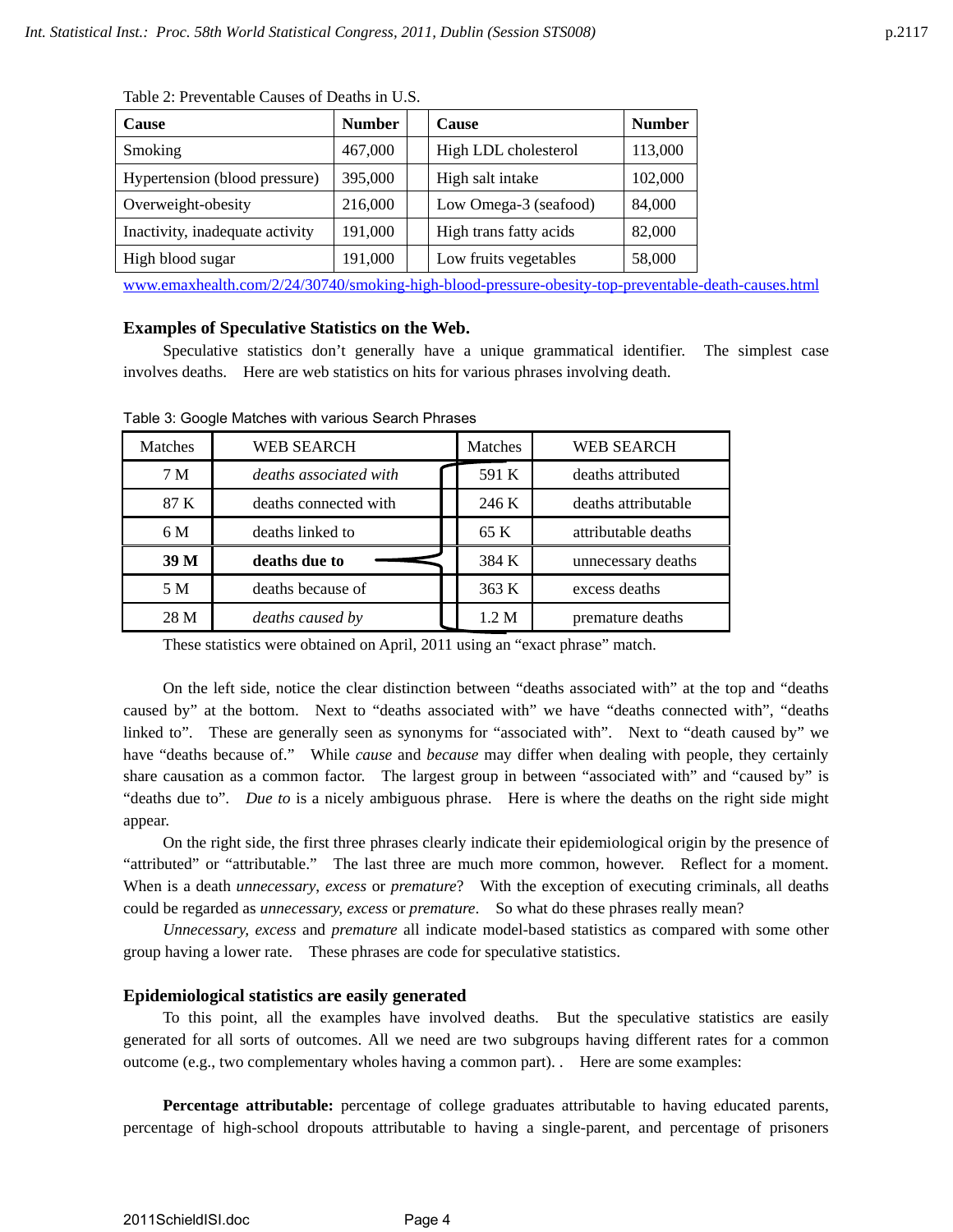Table 2: Preventable Causes of Deaths in U.S.

| Cause | Number | | Cause | Number |
|---|---|---|---|---|
| Smoking | 467,000 | | High LDL cholesterol | 113,000 |
| Hypertension (blood pressure) | 395,000 | | High salt intake | 102,000 |
| Overweight-obesity | 216,000 | | Low Omega-3 (seafood) | 84,000 |
| Inactivity, inadequate activity | 191,000 | | High trans fatty acids | 82,000 |
| High blood sugar | 191,000 | | Low fruits vegetables | 58,000 |

www.emaxhealth.com/2/24/30740/smoking-high-blood-pressure-obesity-top-preventable-death-causes.html

### Examples of Speculative Statistics on the Web.

Speculative statistics don't generally have a unique grammatical identifier. The simplest case involves deaths. Here are web statistics on hits for various phrases involving death.

Table 3: Google Matches with various Search Phrases

| Matches | WEB SEARCH | Matches | WEB SEARCH |
|---|---|---|---|
| 7 M | *deaths associated with* | 591 K | deaths attributed |
| 87 K | deaths connected with | 246 K | deaths attributable |
| 6 M | deaths linked to | 65 K | attributable deaths |
| **39 M** | **deaths due to** | 384 K | unnecessary deaths |
| 5 M | deaths because of | 363 K | excess deaths |
| 28 M | *deaths caused by* | 1.2 M | premature deaths |

These statistics were obtained on April, 2011 using an "exact phrase" match.

On the left side, notice the clear distinction between "deaths associated with" at the top and "deaths caused by" at the bottom. Next to "deaths associated with" we have "deaths connected with", "deaths linked to". These are generally seen as synonyms for "associated with". Next to "death caused by" we have "deaths because of." While *cause* and *because* may differ when dealing with people, they certainly share causation as a common factor. The largest group in between "associated with" and "caused by" is "deaths due to". *Due to* is a nicely ambiguous phrase. Here is where the deaths on the right side might appear.

On the right side, the first three phrases clearly indicate their epidemiological origin by the presence of "attributed" or "attributable." The last three are much more common, however. Reflect for a moment. When is a death *unnecessary*, *excess* or *premature*? With the exception of executing criminals, all deaths could be regarded as *unnecessary, excess* or *premature*. So what do these phrases really mean?

*Unnecessary, excess* and *premature* all indicate model-based statistics as compared with some other group having a lower rate. These phrases are code for speculative statistics.

### Epidemiological statistics are easily generated

To this point, all the examples have involved deaths. But the speculative statistics are easily generated for all sorts of outcomes. All we need are two subgroups having different rates for a common outcome (e.g., two complementary wholes having a common part). . Here are some examples:

**Percentage attributable:** percentage of college graduates attributable to having educated parents, percentage of high-school dropouts attributable to having a single-parent, and percentage of prisoners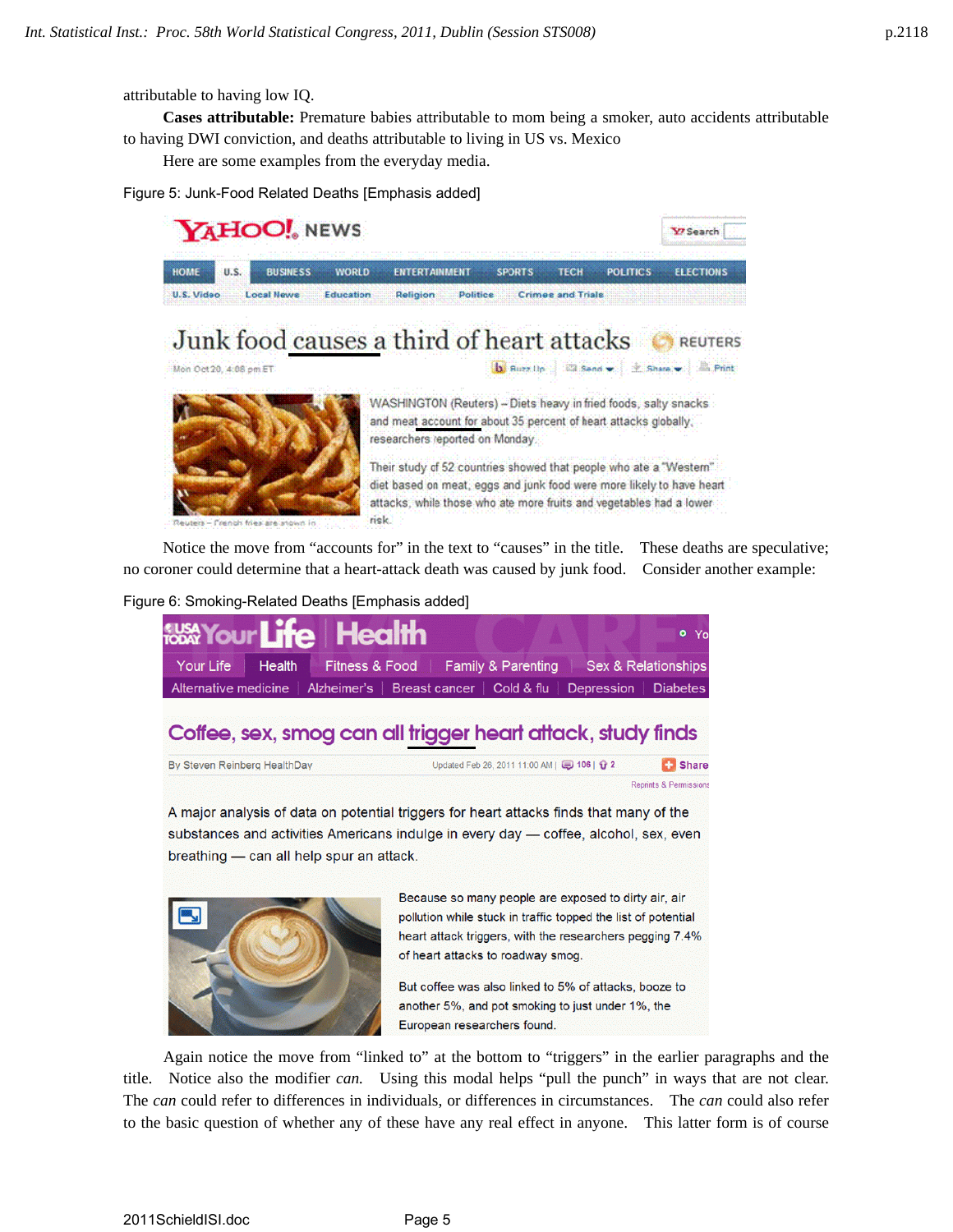attributable to having low IQ.

**Cases attributable:** Premature babies attributable to mom being a smoker, auto accidents attributable to having DWI conviction, and deaths attributable to living in US vs. Mexico

Here are some examples from the everyday media.

Figure 5: Junk-Food Related Deaths [Emphasis added]

Notice the move from "accounts for" in the text to "causes" in the title. These deaths are speculative; no coroner could determine that a heart-attack death was caused by junk food. Consider another example:

Figure 6: Smoking-Related Deaths [Emphasis added]

Again notice the move from "linked to" at the bottom to "triggers" in the earlier paragraphs and the title. Notice also the modifier *can.* Using this modal helps "pull the punch" in ways that are not clear. The *can* could refer to differences in individuals, or differences in circumstances. The *can* could also refer to the basic question of whether any of these have any real effect in anyone. This latter form is of course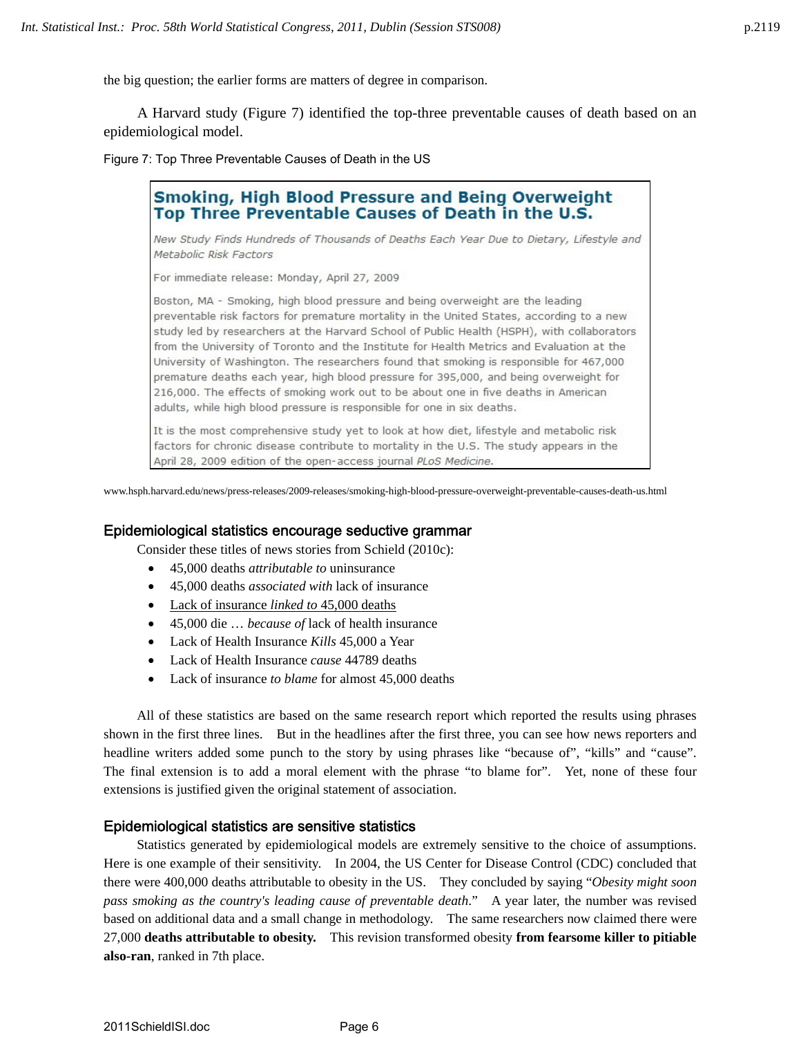the big question; the earlier forms are matters of degree in comparison.

A Harvard study (Figure 7) identified the top-three preventable causes of death based on an epidemiological model.

Figure 7: Top Three Preventable Causes of Death in the US

> **Smoking, High Blood Pressure and Being Overweight Top Three Preventable Causes of Death in the U.S.**
>
> *New Study Finds Hundreds of Thousands of Deaths Each Year Due to Dietary, Lifestyle and Metabolic Risk Factors*
>
> For immediate release: Monday, April 27, 2009
>
> Boston, MA - Smoking, high blood pressure and being overweight are the leading preventable risk factors for premature mortality in the United States, according to a new study led by researchers at the Harvard School of Public Health (HSPH), with collaborators from the University of Toronto and the Institute for Health Metrics and Evaluation at the University of Washington. The researchers found that smoking is responsible for 467,000 premature deaths each year, high blood pressure for 395,000, and being overweight for 216,000. The effects of smoking work out to be about one in five deaths in American adults, while high blood pressure is responsible for one in six deaths.
>
> It is the most comprehensive study yet to look at how diet, lifestyle and metabolic risk factors for chronic disease contribute to mortality in the U.S. The study appears in the April 28, 2009 edition of the open-access journal *PLoS Medicine*.

www.hsph.harvard.edu/news/press-releases/2009-releases/smoking-high-blood-pressure-overweight-preventable-causes-death-us.html

## Epidemiological statistics encourage seductive grammar

Consider these titles of news stories from Schield (2010c):

- 45,000 deaths *attributable to* uninsurance
- 45,000 deaths *associated with* lack of insurance
- Lack of insurance *linked to* 45,000 deaths
- 45,000 die … *because of* lack of health insurance
- Lack of Health Insurance *Kills* 45,000 a Year
- Lack of Health Insurance *cause* 44789 deaths
- Lack of insurance *to blame* for almost 45,000 deaths

All of these statistics are based on the same research report which reported the results using phrases shown in the first three lines. But in the headlines after the first three, you can see how news reporters and headline writers added some punch to the story by using phrases like "because of", "kills" and "cause". The final extension is to add a moral element with the phrase "to blame for". Yet, none of these four extensions is justified given the original statement of association.

## Epidemiological statistics are sensitive statistics

Statistics generated by epidemiological models are extremely sensitive to the choice of assumptions. Here is one example of their sensitivity. In 2004, the US Center for Disease Control (CDC) concluded that there were 400,000 deaths attributable to obesity in the US. They concluded by saying "*Obesity might soon pass smoking as the country's leading cause of preventable death*." A year later, the number was revised based on additional data and a small change in methodology. The same researchers now claimed there were 27,000 **deaths attributable to obesity.** This revision transformed obesity **from fearsome killer to pitiable also-ran**, ranked in 7th place.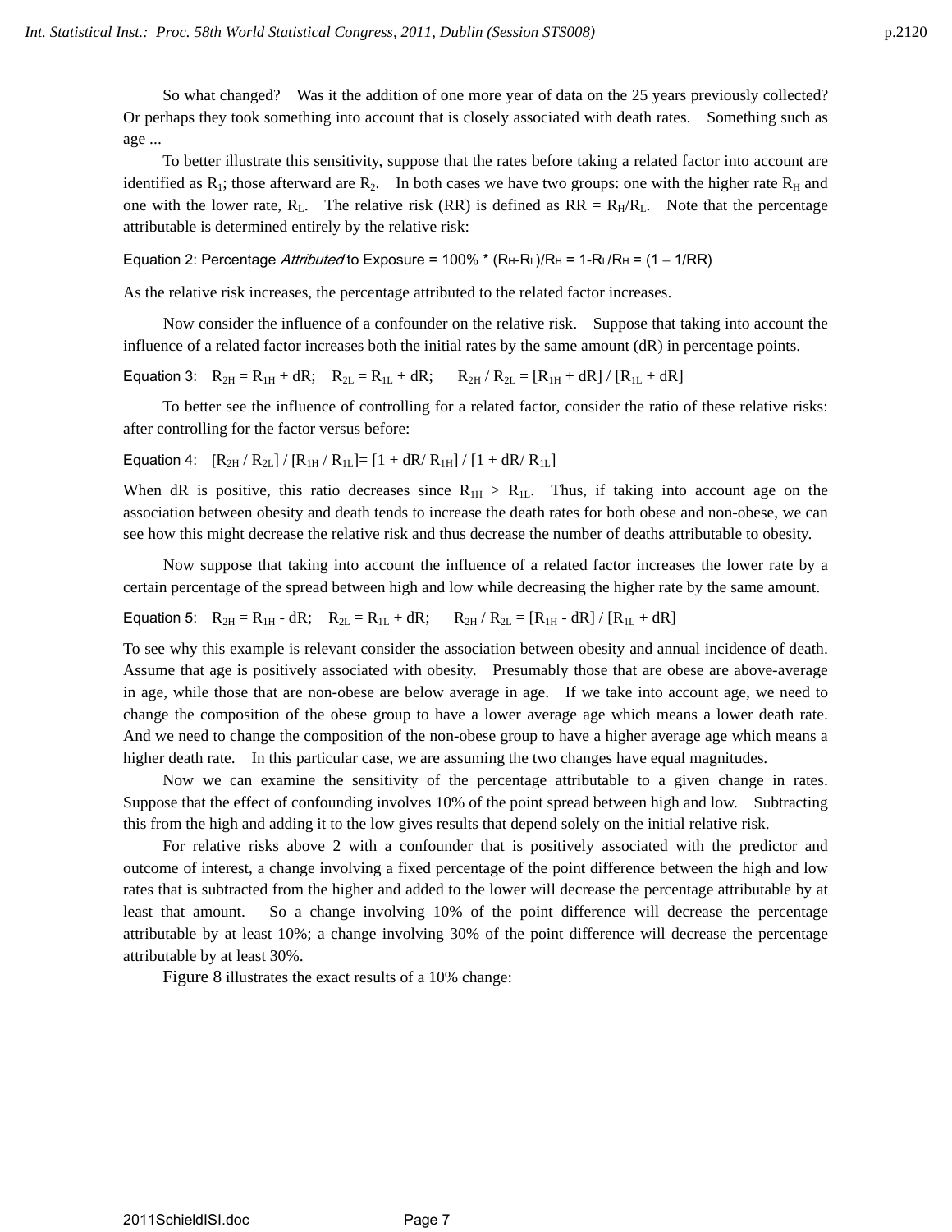So what changed? Was it the addition of one more year of data on the 25 years previously collected? Or perhaps they took something into account that is closely associated with death rates. Something such as age ...

To better illustrate this sensitivity, suppose that the rates before taking a related factor into account are identified as $R_1$; those afterward are $R_2$. In both cases we have two groups: one with the higher rate $R_H$ and one with the lower rate, $R_L$. The relative risk (RR) is defined as $RR = R_H/R_L$. Note that the percentage attributable is determined entirely by the relative risk:

Equation 2: Percentage *Attributed* to Exposure = $100\% * (R_H-R_L)/R_H = 1-R_L/R_H = (1 – 1/RR)$

As the relative risk increases, the percentage attributed to the related factor increases.

Now consider the influence of a confounder on the relative risk. Suppose that taking into account the influence of a related factor increases both the initial rates by the same amount (dR) in percentage points.

Equation 3: $R_{2H} = R_{1H} + dR$; $R_{2L} = R_{1L} + dR$; $R_{2H} / R_{2L} = [R_{1H} + dR] / [R_{1L} + dR]$

To better see the influence of controlling for a related factor, consider the ratio of these relative risks: after controlling for the factor versus before:

Equation 4: $[R_{2H} / R_{2L}] / [R_{1H} / R_{1L}] = [1 + dR/ R_{1H}] / [1 + dR/ R_{1L}]$

When dR is positive, this ratio decreases since $R_{1H} > R_{1L}$. Thus, if taking into account age on the association between obesity and death tends to increase the death rates for both obese and non-obese, we can see how this might decrease the relative risk and thus decrease the number of deaths attributable to obesity.

Now suppose that taking into account the influence of a related factor increases the lower rate by a certain percentage of the spread between high and low while decreasing the higher rate by the same amount.

Equation 5: $R_{2H} = R_{1H} - dR$; $R_{2L} = R_{1L} + dR$; $R_{2H} / R_{2L} = [R_{1H} - dR] / [R_{1L} + dR]$

To see why this example is relevant consider the association between obesity and annual incidence of death. Assume that age is positively associated with obesity. Presumably those that are obese are above-average in age, while those that are non-obese are below average in age. If we take into account age, we need to change the composition of the obese group to have a lower average age which means a lower death rate. And we need to change the composition of the non-obese group to have a higher average age which means a higher death rate. In this particular case, we are assuming the two changes have equal magnitudes.

Now we can examine the sensitivity of the percentage attributable to a given change in rates. Suppose that the effect of confounding involves 10% of the point spread between high and low. Subtracting this from the high and adding it to the low gives results that depend solely on the initial relative risk.

For relative risks above 2 with a confounder that is positively associated with the predictor and outcome of interest, a change involving a fixed percentage of the point difference between the high and low rates that is subtracted from the higher and added to the lower will decrease the percentage attributable by at least that amount. So a change involving 10% of the point difference will decrease the percentage attributable by at least 10%; a change involving 30% of the point difference will decrease the percentage attributable by at least 30%.

Figure 8 illustrates the exact results of a 10% change: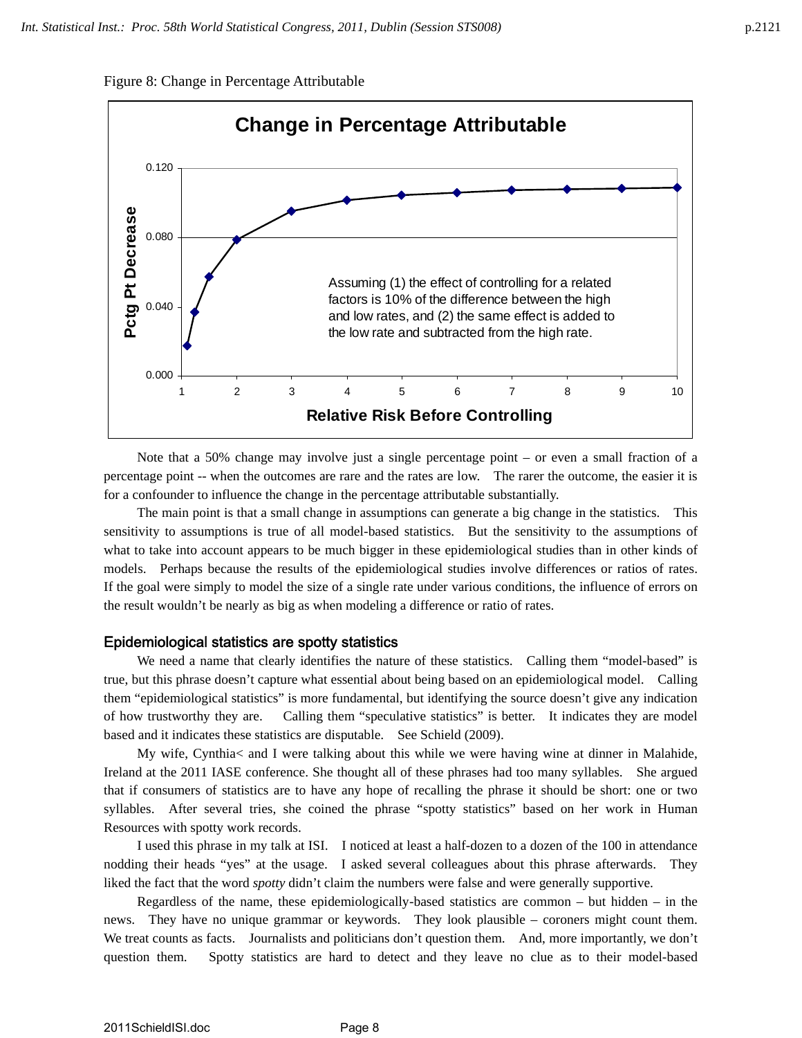Figure 8: Change in Percentage Attributable

Note that a 50% change may involve just a single percentage point – or even a small fraction of a percentage point -- when the outcomes are rare and the rates are low. The rarer the outcome, the easier it is for a confounder to influence the change in the percentage attributable substantially.

The main point is that a small change in assumptions can generate a big change in the statistics. This sensitivity to assumptions is true of all model-based statistics. But the sensitivity to the assumptions of what to take into account appears to be much bigger in these epidemiological studies than in other kinds of models. Perhaps because the results of the epidemiological studies involve differences or ratios of rates. If the goal were simply to model the size of a single rate under various conditions, the influence of errors on the result wouldn't be nearly as big as when modeling a difference or ratio of rates.

### Epidemiological statistics are spotty statistics

We need a name that clearly identifies the nature of these statistics. Calling them "model-based" is true, but this phrase doesn't capture what essential about being based on an epidemiological model. Calling them "epidemiological statistics" is more fundamental, but identifying the source doesn't give any indication of how trustworthy they are. Calling them "speculative statistics" is better. It indicates they are model based and it indicates these statistics are disputable. See Schield (2009).

My wife, Cynthia< and I were talking about this while we were having wine at dinner in Malahide, Ireland at the 2011 IASE conference. She thought all of these phrases had too many syllables. She argued that if consumers of statistics are to have any hope of recalling the phrase it should be short: one or two syllables. After several tries, she coined the phrase "spotty statistics" based on her work in Human Resources with spotty work records.

I used this phrase in my talk at ISI. I noticed at least a half-dozen to a dozen of the 100 in attendance nodding their heads "yes" at the usage. I asked several colleagues about this phrase afterwards. They liked the fact that the word *spotty* didn't claim the numbers were false and were generally supportive.

Regardless of the name, these epidemiologically-based statistics are common – but hidden – in the news. They have no unique grammar or keywords. They look plausible – coroners might count them. We treat counts as facts. Journalists and politicians don't question them. And, more importantly, we don't question them. Spotty statistics are hard to detect and they leave no clue as to their model-based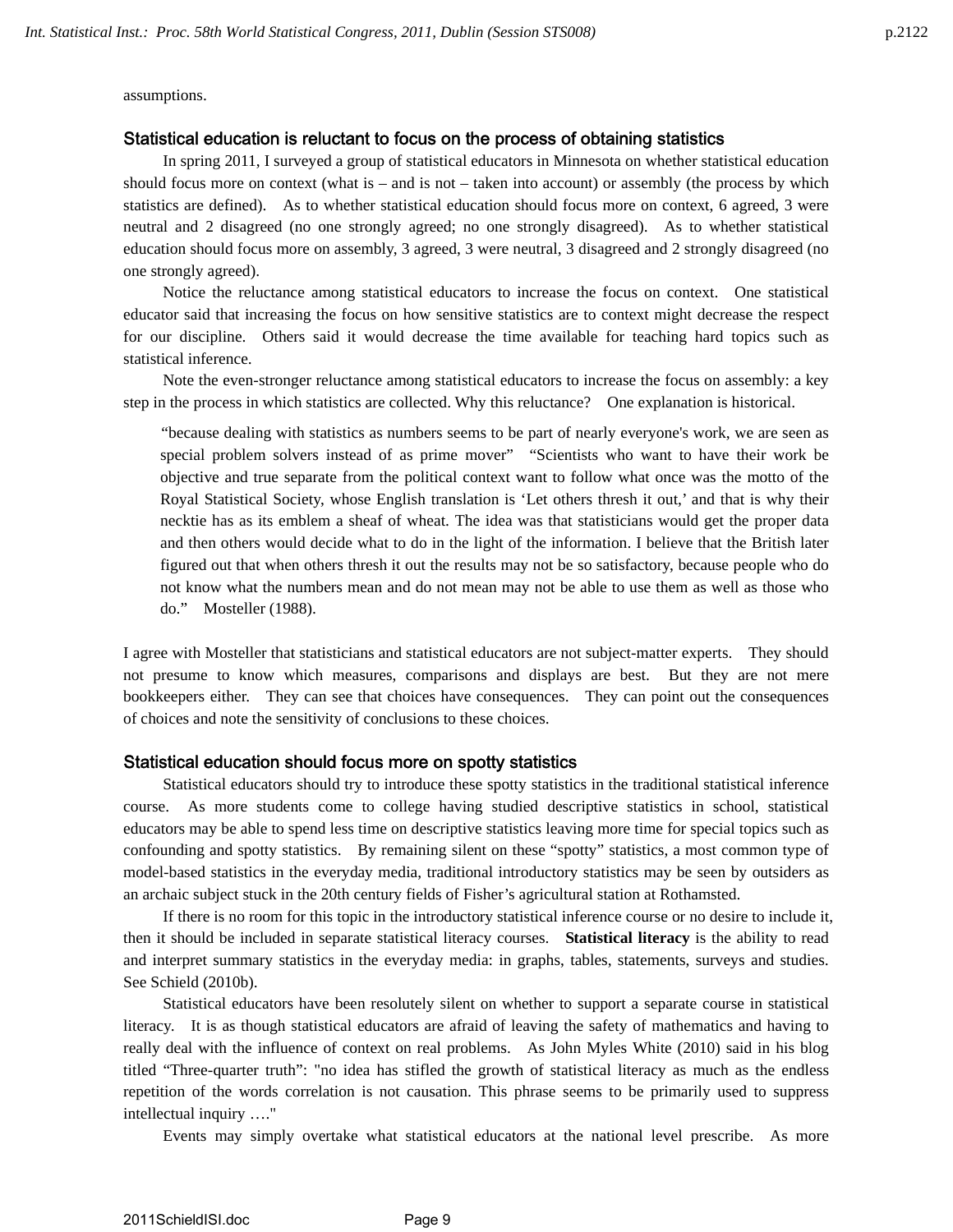assumptions.

## Statistical education is reluctant to focus on the process of obtaining statistics

In spring 2011, I surveyed a group of statistical educators in Minnesota on whether statistical education should focus more on context (what is – and is not – taken into account) or assembly (the process by which statistics are defined). As to whether statistical education should focus more on context, 6 agreed, 3 were neutral and 2 disagreed (no one strongly agreed; no one strongly disagreed). As to whether statistical education should focus more on assembly, 3 agreed, 3 were neutral, 3 disagreed and 2 strongly disagreed (no one strongly agreed).

Notice the reluctance among statistical educators to increase the focus on context. One statistical educator said that increasing the focus on how sensitive statistics are to context might decrease the respect for our discipline. Others said it would decrease the time available for teaching hard topics such as statistical inference.

Note the even-stronger reluctance among statistical educators to increase the focus on assembly: a key step in the process in which statistics are collected. Why this reluctance? One explanation is historical.

> "because dealing with statistics as numbers seems to be part of nearly everyone's work, we are seen as special problem solvers instead of as prime mover" "Scientists who want to have their work be objective and true separate from the political context want to follow what once was the motto of the Royal Statistical Society, whose English translation is 'Let others thresh it out,' and that is why their necktie has as its emblem a sheaf of wheat. The idea was that statisticians would get the proper data and then others would decide what to do in the light of the information. I believe that the British later figured out that when others thresh it out the results may not be so satisfactory, because people who do not know what the numbers mean and do not mean may not be able to use them as well as those who do." Mosteller (1988).

I agree with Mosteller that statisticians and statistical educators are not subject-matter experts. They should not presume to know which measures, comparisons and displays are best. But they are not mere bookkeepers either. They can see that choices have consequences. They can point out the consequences of choices and note the sensitivity of conclusions to these choices.

## Statistical education should focus more on spotty statistics

Statistical educators should try to introduce these spotty statistics in the traditional statistical inference course. As more students come to college having studied descriptive statistics in school, statistical educators may be able to spend less time on descriptive statistics leaving more time for special topics such as confounding and spotty statistics. By remaining silent on these "spotty" statistics, a most common type of model-based statistics in the everyday media, traditional introductory statistics may be seen by outsiders as an archaic subject stuck in the 20th century fields of Fisher's agricultural station at Rothamsted.

If there is no room for this topic in the introductory statistical inference course or no desire to include it, then it should be included in separate statistical literacy courses. **Statistical literacy** is the ability to read and interpret summary statistics in the everyday media: in graphs, tables, statements, surveys and studies. See Schield (2010b).

Statistical educators have been resolutely silent on whether to support a separate course in statistical literacy. It is as though statistical educators are afraid of leaving the safety of mathematics and having to really deal with the influence of context on real problems. As John Myles White (2010) said in his blog titled "Three-quarter truth": "no idea has stifled the growth of statistical literacy as much as the endless repetition of the words correlation is not causation. This phrase seems to be primarily used to suppress intellectual inquiry …."

Events may simply overtake what statistical educators at the national level prescribe. As more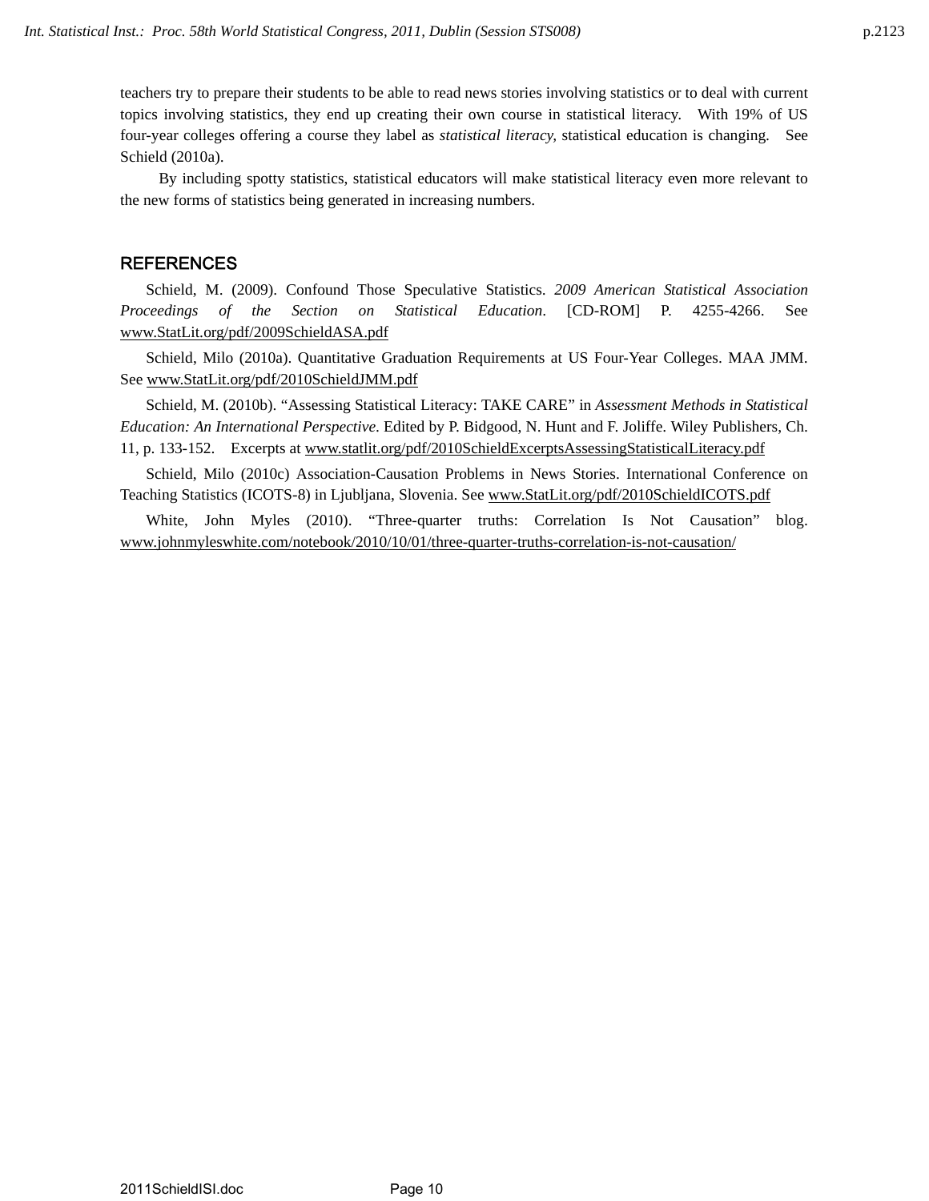teachers try to prepare their students to be able to read news stories involving statistics or to deal with current topics involving statistics, they end up creating their own course in statistical literacy. With 19% of US four-year colleges offering a course they label as *statistical literacy*, statistical education is changing. See Schield (2010a).

By including spotty statistics, statistical educators will make statistical literacy even more relevant to the new forms of statistics being generated in increasing numbers.

## REFERENCES

Schield, M. (2009). Confound Those Speculative Statistics. *2009 American Statistical Association Proceedings of the Section on Statistical Education*. [CD-ROM] P. 4255-4266. See www.StatLit.org/pdf/2009SchieldASA.pdf

Schield, Milo (2010a). Quantitative Graduation Requirements at US Four-Year Colleges. MAA JMM. See www.StatLit.org/pdf/2010SchieldJMM.pdf

Schield, M. (2010b). "Assessing Statistical Literacy: TAKE CARE" in *Assessment Methods in Statistical Education: An International Perspective*. Edited by P. Bidgood, N. Hunt and F. Joliffe. Wiley Publishers, Ch. 11, p. 133-152. Excerpts at www.statlit.org/pdf/2010SchieldExcerptsAssessingStatisticalLiteracy.pdf

Schield, Milo (2010c) Association-Causation Problems in News Stories. International Conference on Teaching Statistics (ICOTS-8) in Ljubljana, Slovenia. See www.StatLit.org/pdf/2010SchieldICOTS.pdf

White, John Myles (2010). "Three-quarter truths: Correlation Is Not Causation" blog. www.johnmyleswhite.com/notebook/2010/10/01/three-quarter-truths-correlation-is-not-causation/